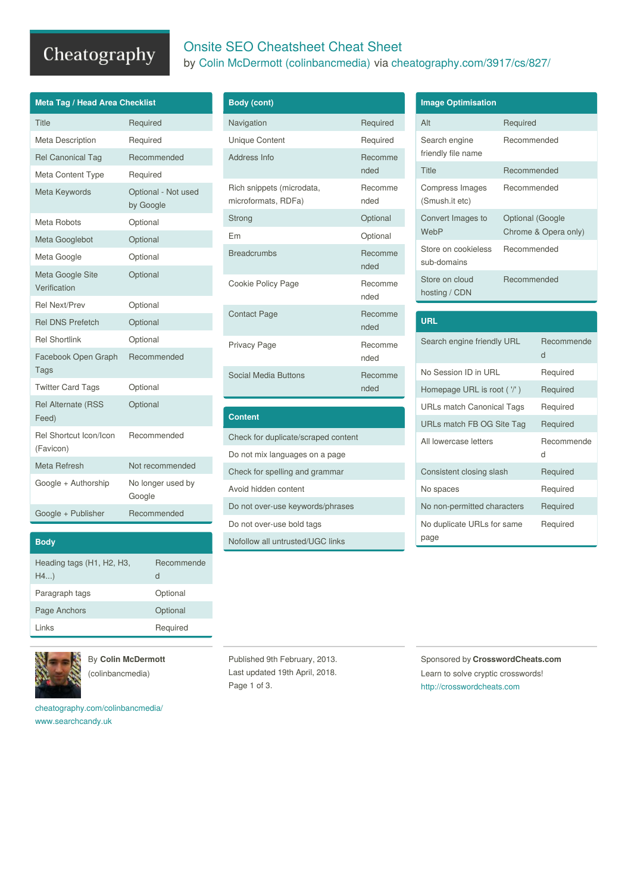# Onsite SEO Cheatsheet Cheat Sheet

by Colin McDermott (colinbancmedia) via cheatography.com/3917/cs/827/

## Meta Tag / Head Area Checklist

| Item | Status |
|---|---|
| Title | Required |
| Meta Description | Required |
| Rel Canonical Tag | Recommended |
| Meta Content Type | Required |
| Meta Keywords | Optional - Not used by Google |
| Meta Robots | Optional |
| Meta Googlebot | Optional |
| Meta Google | Optional |
| Meta Google Site Verification | Optional |
| Rel Next/Prev | Optional |
| Rel DNS Prefetch | Optional |
| Rel Shortlink | Optional |
| Facebook Open Graph Tags | Recommended |
| Twitter Card Tags | Optional |
| Rel Alternate (RSS Feed) | Optional |
| Rel Shortcut Icon/Icon (Favicon) | Recommended |
| Meta Refresh | Not recommended |
| Google + Authorship | No longer used by Google |
| Google + Publisher | Recommended |

## Body

| Item | Status |
|---|---|
| Heading tags (H1, H2, H3, H4...) | Recommended |
| Paragraph tags | Optional |
| Page Anchors | Optional |
| Links | Required |

## Body (cont)

| Item | Status |
|---|---|
| Navigation | Required |
| Unique Content | Required |
| Address Info | Recommended |
| Rich snippets (microdata, microformats, RDFa) | Recommended |
| Strong | Optional |
| Em | Optional |
| Breadcrumbs | Recommended |
| Cookie Policy Page | Recommended |
| Contact Page | Recommended |
| Privacy Page | Recommended |
| Social Media Buttons | Recommended |

## Content

- Check for duplicate/scraped content
- Do not mix languages on a page
- Check for spelling and grammar
- Avoid hidden content
- Do not over-use keywords/phrases
- Do not over-use bold tags
- Nofollow all untrusted/UGC links

## Image Optimisation

| Item | Status |
|---|---|
| Alt | Required |
| Search engine friendly file name | Recommended |
| Title | Recommended |
| Compress Images (Smush.it etc) | Recommended |
| Convert Images to WebP | Optional (Google Chrome & Opera only) |
| Store on cookieless sub-domains | Recommended |
| Store on cloud hosting / CDN | Recommended |

## URL

| Item | Status |
|---|---|
| Search engine friendly URL | Recommended |
| No Session ID in URL | Required |
| Homepage URL is root ( '/' ) | Required |
| URLs match Canonical Tags | Required |
| URLs match FB OG Site Tag | Required |
| All lowercase letters | Recommended |
| Consistent closing slash | Required |
| No spaces | Required |
| No non-permitted characters | Required |
| No duplicate URLs for same page | Required |

By **Colin McDermott** (colinbancmedia)

cheatography.com/colinbancmedia/
www.searchcandy.uk

Published 9th February, 2013.
Last updated 19th April, 2018.

Sponsored by **CrosswordCheats.com**
Learn to solve cryptic crosswords!
http://crosswordcheats.com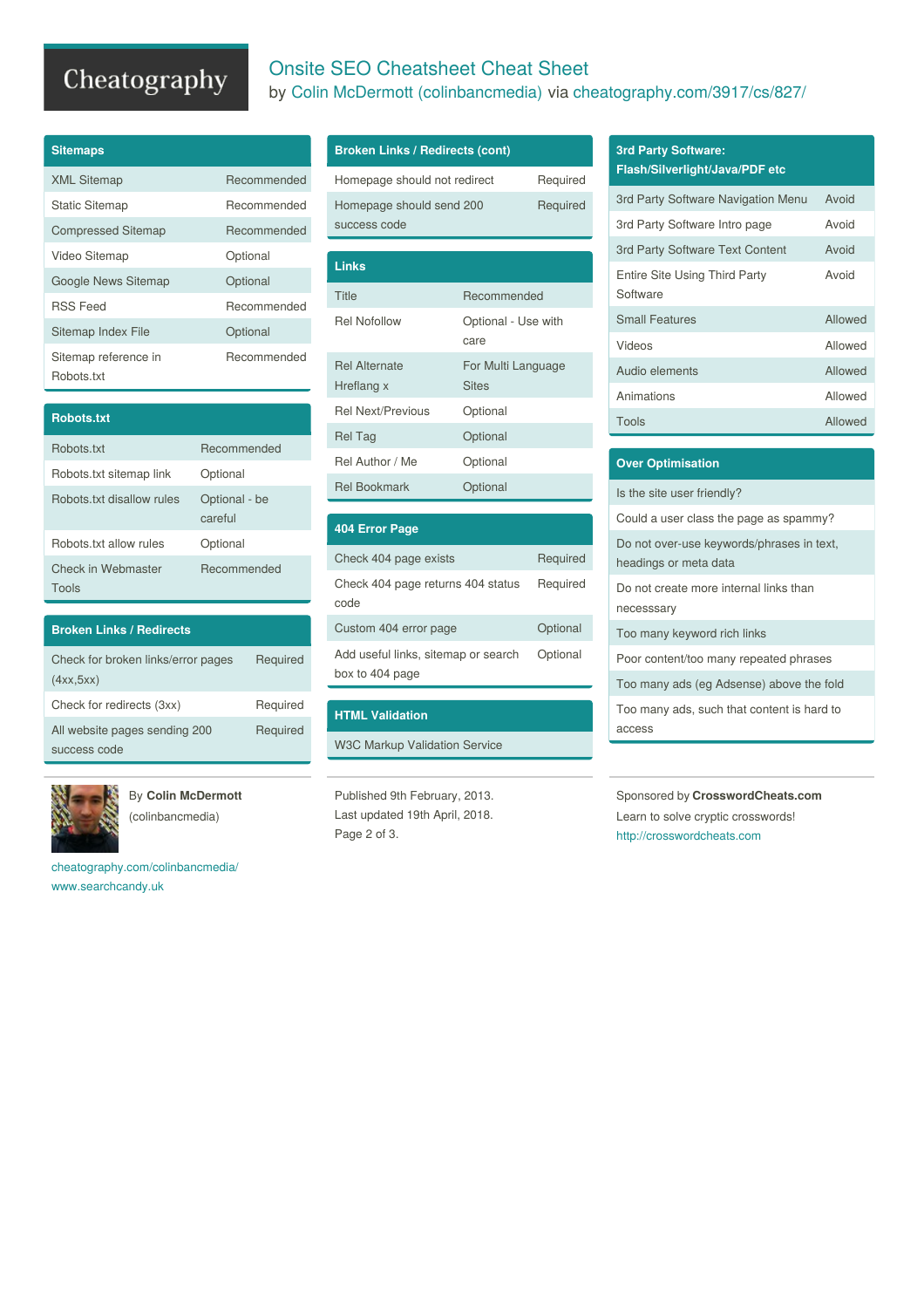# Onsite SEO Cheatsheet Cheat Sheet

by Colin McDermott (colinbancmedia) via cheatography.com/3917/cs/827/

## Sitemaps

| | |
|---|---|
| XML Sitemap | Recommended |
| Static Sitemap | Recommended |
| Compressed Sitemap | Recommended |
| Video Sitemap | Optional |
| Google News Sitemap | Optional |
| RSS Feed | Recommended |
| Sitemap Index File | Optional |
| Sitemap reference in Robots.txt | Recommended |

## Robots.txt

| | |
|---|---|
| Robots.txt | Recommended |
| Robots.txt sitemap link | Optional |
| Robots.txt disallow rules | Optional - be careful |
| Robots.txt allow rules | Optional |
| Check in Webmaster Tools | Recommended |

## Broken Links / Redirects

| | |
|---|---|
| Check for broken links/error pages (4xx,5xx) | Required |
| Check for redirects (3xx) | Required |
| All website pages sending 200 success code | Required |

## Broken Links / Redirects (cont)

| | |
|---|---|
| Homepage should not redirect | Required |
| Homepage should send 200 success code | Required |

## Links

| | |
|---|---|
| Title | Recommended |
| Rel Nofollow | Optional - Use with care |
| Rel Alternate Hreflang x | For Multi Language Sites |
| Rel Next/Previous | Optional |
| Rel Tag | Optional |
| Rel Author / Me | Optional |
| Rel Bookmark | Optional |

## 404 Error Page

| | |
|---|---|
| Check 404 page exists | Required |
| Check 404 page returns 404 status code | Required |
| Custom 404 error page | Optional |
| Add useful links, sitemap or search box to 404 page | Optional |

## HTML Validation

W3C Markup Validation Service

## 3rd Party Software: Flash/Silverlight/Java/PDF etc

| | |
|---|---|
| 3rd Party Software Navigation Menu | Avoid |
| 3rd Party Software Intro page | Avoid |
| 3rd Party Software Text Content | Avoid |
| Entire Site Using Third Party Software | Avoid |
| Small Features | Allowed |
| Videos | Allowed |
| Audio elements | Allowed |
| Animations | Allowed |
| Tools | Allowed |

## Over Optimisation

- Is the site user friendly?
- Could a user class the page as spammy?
- Do not over-use keywords/phrases in text, headings or meta data
- Do not create more internal links than necesssary
- Too many keyword rich links
- Poor content/too many repeated phrases
- Too many ads (eg Adsense) above the fold
- Too many ads, such that content is hard to access

---

By **Colin McDermott** (colinbancmedia)

cheatography.com/colinbancmedia/
www.searchcandy.uk

Published 9th February, 2013.
Last updated 19th April, 2018.

Sponsored by **CrosswordCheats.com**
Learn to solve cryptic crosswords!
http://crosswordcheats.com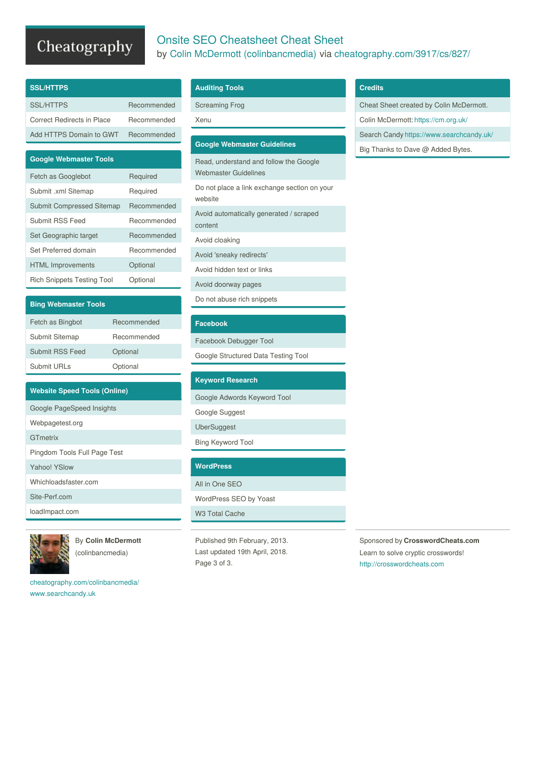# Onsite SEO Cheatsheet Cheat Sheet

by Colin McDermott (colinbancmedia) via cheatography.com/3917/cs/827/

## SSL/HTTPS

| | |
|---|---|
| SSL/HTTPS | Recommended |
| Correct Redirects in Place | Recommended |
| Add HTTPS Domain to GWT | Recommended |

## Google Webmaster Tools

| | |
|---|---|
| Fetch as Googlebot | Required |
| Submit .xml Sitemap | Required |
| Submit Compressed Sitemap | Recommended |
| Submit RSS Feed | Recommended |
| Set Geographic target | Recommended |
| Set Preferred domain | Recommended |
| HTML Improvements | Optional |
| Rich Snippets Testing Tool | Optional |

## Bing Webmaster Tools

| | |
|---|---|
| Fetch as Bingbot | Recommended |
| Submit Sitemap | Recommended |
| Submit RSS Feed | Optional |
| Submit URLs | Optional |

## Website Speed Tools (Online)

- Google PageSpeed Insights
- Webpagetest.org
- GTmetrix
- Pingdom Tools Full Page Test
- Yahoo! YSlow
- Whichloadsfaster.com
- Site-Perf.com
- loadImpact.com

## Auditing Tools

- Screaming Frog
- Xenu

## Google Webmaster Guidelines

- Read, understand and follow the Google Webmaster Guidelines
- Do not place a link exchange section on your website
- Avoid automatically generated / scraped content
- Avoid cloaking
- Avoid 'sneaky redirects'
- Avoid hidden text or links
- Avoid doorway pages
- Do not abuse rich snippets

## Facebook

- Facebook Debugger Tool
- Google Structured Data Testing Tool

## Keyword Research

- Google Adwords Keyword Tool
- Google Suggest
- UberSuggest
- Bing Keyword Tool

## WordPress

- All in One SEO
- WordPress SEO by Yoast
- W3 Total Cache

## Credits

- Cheat Sheet created by Colin McDermott.
- Colin McDermott: https://cm.org.uk/
- Search Candy https://www.searchcandy.uk/
- Big Thanks to Dave @ Added Bytes.

---

By **Colin McDermott** (colinbancmedia)

cheatography.com/colinbancmedia/
www.searchcandy.uk

Published 9th February, 2013.
Last updated 19th April, 2018.

Sponsored by **CrosswordCheats.com**
Learn to solve cryptic crosswords!
http://crosswordcheats.com